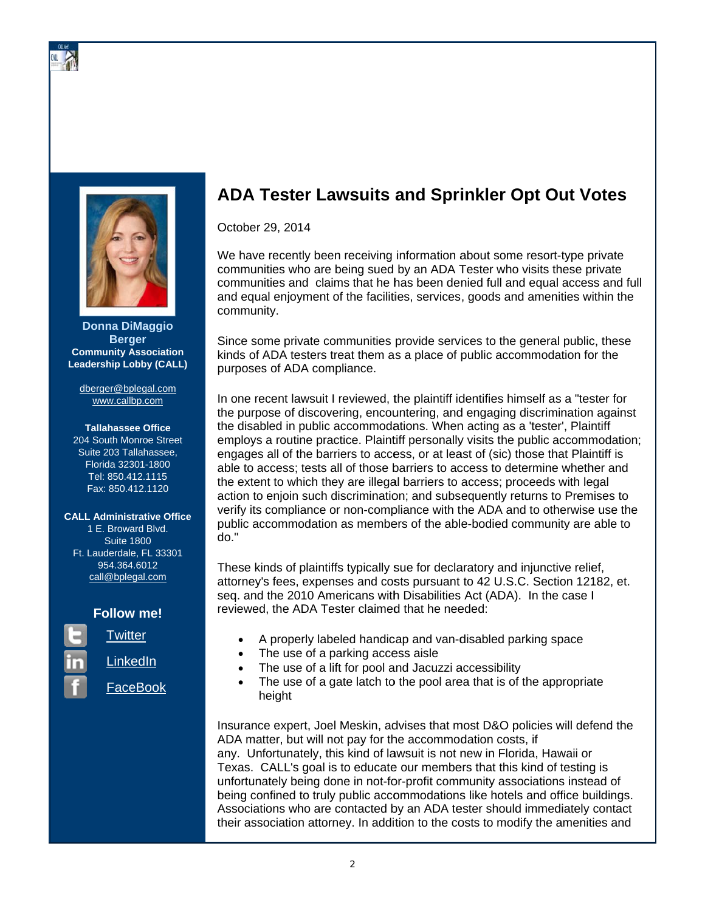## ADA Tester Lawsuits and Sprinkler Opt Out Votes

October 29, 2014

We have recently been receiving information about some resort-type private communities who are being sued by an ADA Tester who visits these private communities and claims that he has been denied full and equal access and full and equal enjoyment of the facilities, services, goods and amenities within the community.

Since some private communities provide services to the general public, these kinds of ADA testers treat them as a place of public accommodation for the purposes of ADA compliance.

In one recent lawsuit I reviewed, the plaintiff identifies himself as a "tester for the purpose of discovering, encountering, and engaging discrimination against the disabled in public accommodations. When acting as a 'tester', Plaintiff employs a routine practice. Plaintiff personally visits the public accommodation; engages all of the barriers to access, or at least of (sic) those that Plaintiff is able to access; tests all of those barriers to access to determine whether and the extent to which they are illegal barriers to access; proceeds with legal action to enjoin such discrimination; and subsequently returns to Premises to verify its compliance or non-compliance with the ADA and to otherwise use the public accommodation as members of the able-bodied community are able to do."

These kinds of plaintiffs typically sue for declaratory and injunctive relief, attorney's fees, expenses and costs pursuant to 42 U.S.C. Section 12182, et. seq. and the 2010 Americans with Disabilities Act (ADA). In the case I reviewed, the ADA Tester claimed that he needed:

- A properly labeled handicap and van-disabled parking space
- The use of a parking access aisle
- The use of a lift for pool and Jacuzzi accessibility
- The use of a gate latch to the pool area that is of the appropriate height

Insurance expert, Joel Meskin, advises that most D&O policies will defend the ADA matter, but will not pay for the accommodation costs, if any. Unfortunately, this kind of lawsuit is not new in Florida, Hawaii or Texas. CALL's goal is to educate our members that this kind of testing is unfortunately being done in not-for-profit community associations instead of being confined to truly public accommodations like hotels and office buildings. Associations who are contacted by an ADA tester should immediately contact their association attorney. In addition to the costs to modify the amenities and

**Donna DiMaggio Berger**
**Community Association Leadership Lobby (CALL)**

dberger@bplegal.com
www.callbp.com

**Tallahassee Office**
204 South Monroe Street
Suite 203 Tallahassee, Florida 32301-1800
Tel: 850.412.1115
Fax: 850.412.1120

**CALL Administrative Office**
1 E. Broward Blvd.
Suite 1800
Ft. Lauderdale, FL 33301
954.364.6012
call@bplegal.com

**Follow me!**

Twitter
LinkedIn
FaceBook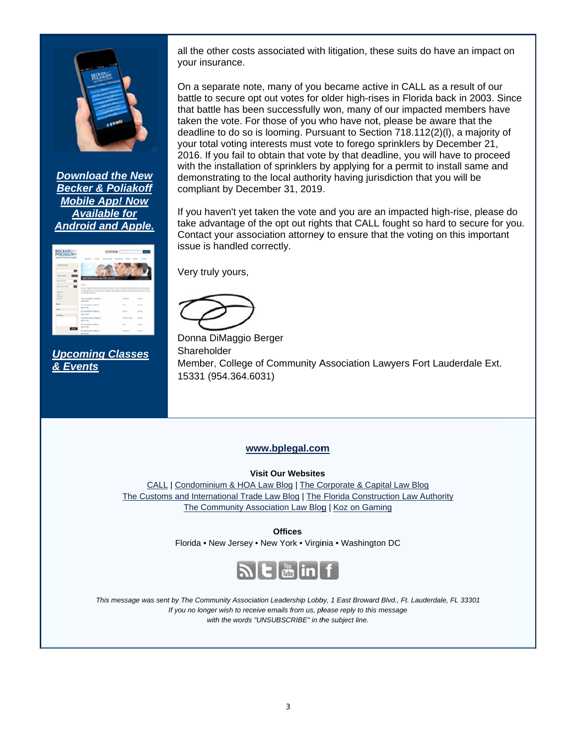**[Download the New Becker & Poliakoff Mobile App! Now Available for Android and Apple.]()**

**[Upcoming Classes & Events]()**

all the other costs associated with litigation, these suits do have an impact on your insurance.

On a separate note, many of you became active in CALL as a result of our battle to secure opt out votes for older high-rises in Florida back in 2003. Since that battle has been successfully won, many of our impacted members have taken the vote. For those of you who have not, please be aware that the deadline to do so is looming. Pursuant to Section 718.112(2)(l), a majority of your total voting interests must vote to forego sprinklers by December 21, 2016. If you fail to obtain that vote by that deadline, you will have to proceed with the installation of sprinklers by applying for a permit to install same and demonstrating to the local authority having jurisdiction that you will be compliant by December 31, 2019.

If you haven't yet taken the vote and you are an impacted high-rise, please do take advantage of the opt out rights that CALL fought so hard to secure for you. Contact your association attorney to ensure that the voting on this important issue is handled correctly.

Very truly yours,

Donna DiMaggio Berger
Shareholder
Member, College of Community Association Lawyers Fort Lauderdale Ext. 15331 (954.364.6031)

**www.bplegal.com**

**Visit Our Websites**

CALL | Condominium & HOA Law Blog | The Corporate & Capital Law Blog
The Customs and International Trade Law Blog | The Florida Construction Law Authority
The Community Association Law Blog | Koz on Gaming

**Offices**

Florida • New Jersey • New York • Virginia • Washington DC

*This message was sent by The Community Association Leadership Lobby, 1 East Broward Blvd., Ft. Lauderdale, FL 33301*
*If you no longer wish to receive emails from us, please reply to this message with the words "UNSUBSCRIBE" in the subject line.*